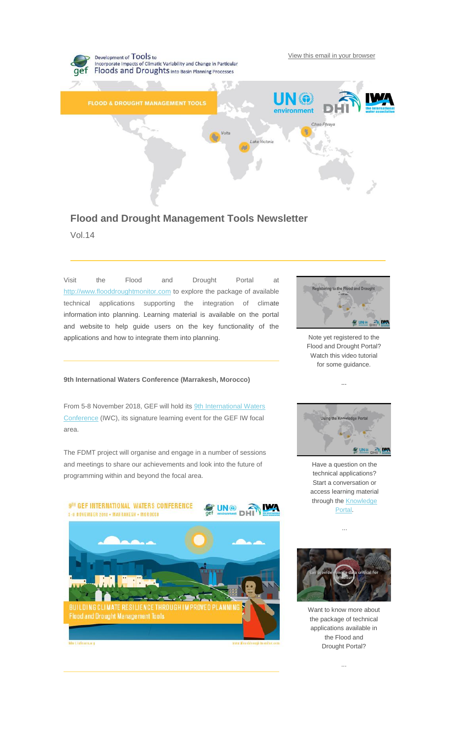Development of Tools to Incorporate Impacts of Climatic Variability and Change in Particular Floods and Droughts into Basin Planning Processes

View this email in your browser

FLOOD & DROUGHT MANAGEMENT TOOLS

# Flood and Drought Management Tools Newsletter

Vol.14

Visit the Flood and Drought Portal at http://www.flooddroughtmonitor.com to explore the package of available technical applications supporting the integration of climate information into planning. Learning material is available on the portal and website to help guide users on the key functionality of the applications and how to integrate them into planning.

**9th International Waters Conference (Marrakesh, Morocco)**

From 5-8 November 2018, GEF will hold its 9th International Waters Conference (IWC), its signature learning event for the GEF IW focal area.

The FDMT project will organise and engage in a number of sessions and meetings to share our achievements and look into the future of programming within and beyond the focal area.

Note yet registered to the Flood and Drought Portal? Watch this video tutorial for some guidance.

...

Have a question on the technical applications? Start a conversation or access learning material through the Knowledge Portal.

...

Want to know more about the package of technical applications available in the Flood and Drought Portal?

...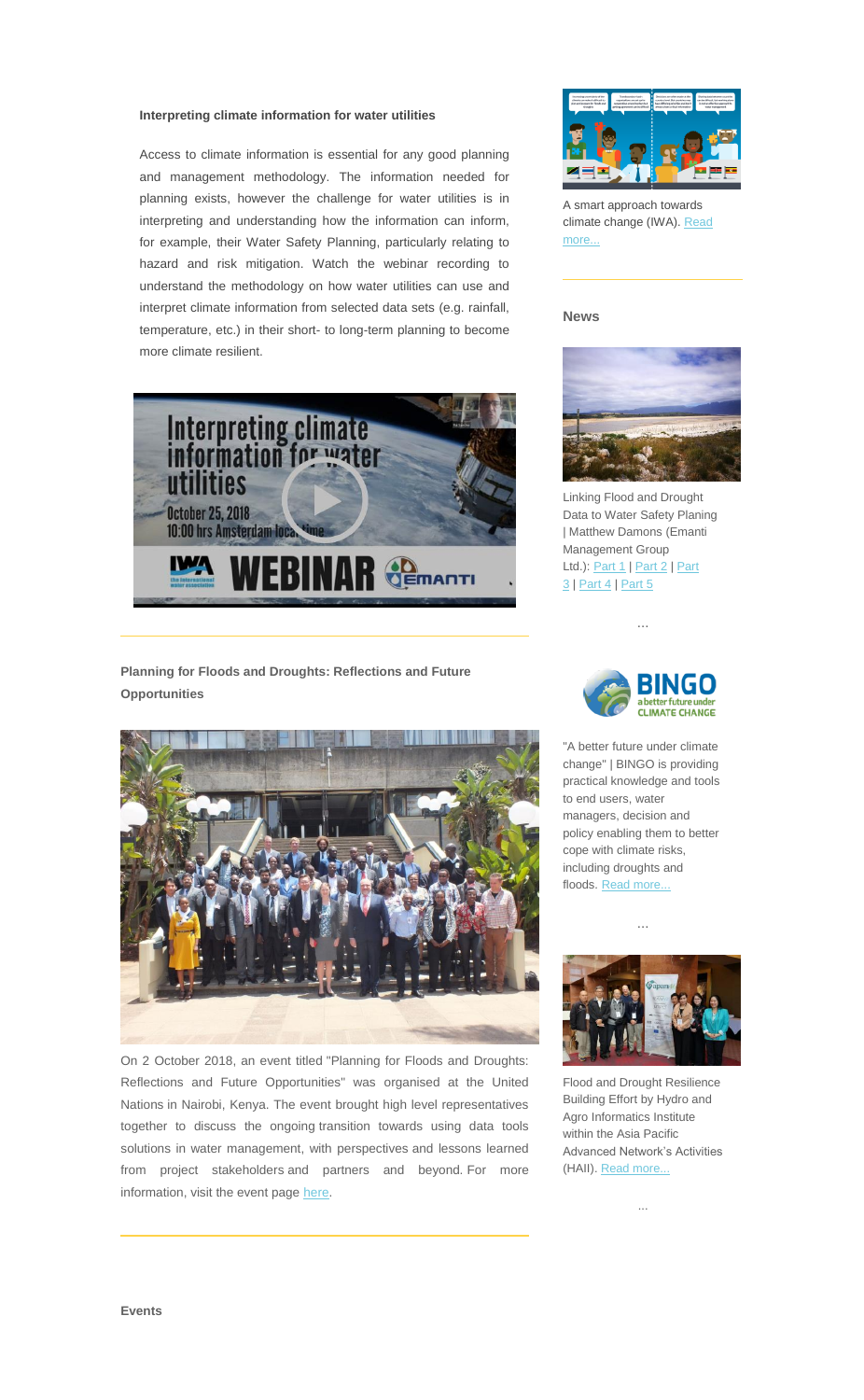**Interpreting climate information for water utilities**

Access to climate information is essential for any good planning and management methodology. The information needed for planning exists, however the challenge for water utilities is in interpreting and understanding how the information can inform, for example, their Water Safety Planning, particularly relating to hazard and risk mitigation. Watch the webinar recording to understand the methodology on how water utilities can use and interpret climate information from selected data sets (e.g. rainfall, temperature, etc.) in their short- to long-term planning to become more climate resilient.

---

**Planning for Floods and Droughts: Reflections and Future Opportunities**

On 2 October 2018, an event titled "Planning for Floods and Droughts: Reflections and Future Opportunities" was organised at the United Nations in Nairobi, Kenya. The event brought high level representatives together to discuss the ongoing transition towards using data tools solutions in water management, with perspectives and lessons learned from project stakeholders and partners and beyond. For more information, visit the event page here.

---

A smart approach towards climate change (IWA). Read more...

---

**News**

Linking Flood and Drought Data to Water Safety Planing | Matthew Damons (Emanti Management Group Ltd.): Part 1 | Part 2 | Part 3 | Part 4 | Part 5

...

"A better future under climate change" | BINGO is providing practical knowledge and tools to end users, water managers, decision and policy enabling them to better cope with climate risks, including droughts and floods. Read more...

...

Flood and Drought Resilience Building Effort by Hydro and Agro Informatics Institute within the Asia Pacific Advanced Network's Activities (HAII). Read more...

...

**Events**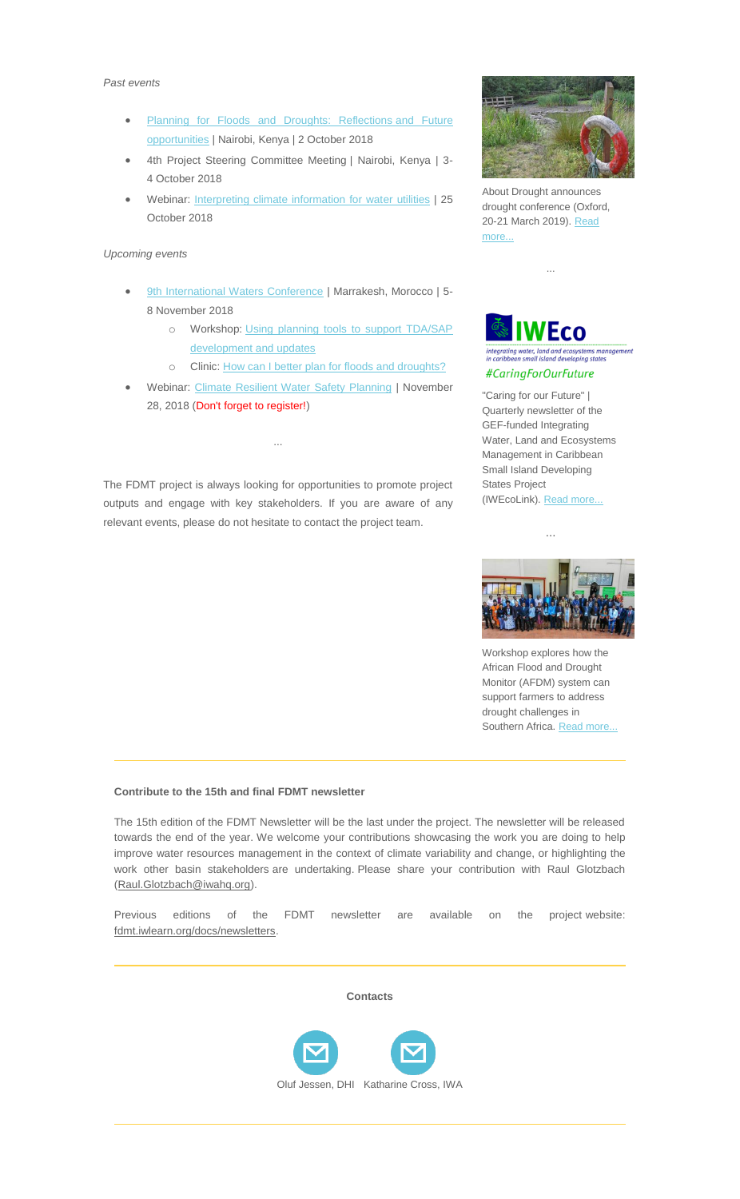*Past events*

- Planning for Floods and Droughts: Reflections and Future opportunities | Nairobi, Kenya | 2 October 2018
- 4th Project Steering Committee Meeting | Nairobi, Kenya | 3-4 October 2018
- Webinar: Interpreting climate information for water utilities | 25 October 2018

*Upcoming events*

- 9th International Waters Conference | Marrakesh, Morocco | 5-8 November 2018
  - Workshop: Using planning tools to support TDA/SAP development and updates
  - Clinic: How can I better plan for floods and droughts?
- Webinar: Climate Resilient Water Safety Planning | November 28, 2018 (Don't forget to register!)

...

The FDMT project is always looking for opportunities to promote project outputs and engage with key stakeholders. If you are aware of any relevant events, please do not hesitate to contact the project team.

About Drought announces drought conference (Oxford, 20-21 March 2019). Read more...

...

IWEco

integrating water, land and ecosystems management in caribbean small island developing states

#CaringForOurFuture

"Caring for our Future" | Quarterly newsletter of the GEF-funded Integrating Water, Land and Ecosystems Management in Caribbean Small Island Developing States Project (IWEcoLink). Read more...

...

Workshop explores how the African Flood and Drought Monitor (AFDM) system can support farmers to address drought challenges in Southern Africa. Read more...

**Contribute to the 15th and final FDMT newsletter**

The 15th edition of the FDMT Newsletter will be the last under the project. The newsletter will be released towards the end of the year. We welcome your contributions showcasing the work you are doing to help improve water resources management in the context of climate variability and change, or highlighting the work other basin stakeholders are undertaking. Please share your contribution with Raul Glotzbach (Raul.Glotzbach@iwahq.org).

Previous editions of the FDMT newsletter are available on the project website: fdmt.iwlearn.org/docs/newsletters.

**Contacts**

Oluf Jessen, DHI    Katharine Cross, IWA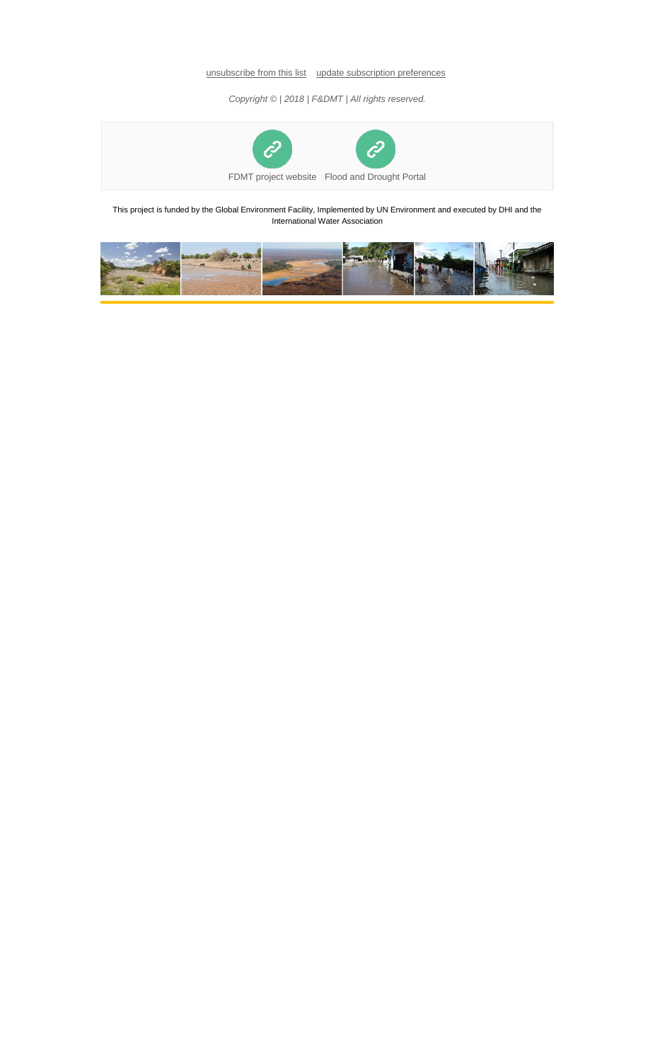unsubscribe from this list    update subscription preferences

*Copyright © | 2018 | F&DMT | All rights reserved.*

FDMT project website    Flood and Drought Portal

This project is funded by the Global Environment Facility, Implemented by UN Environment and executed by DHI and the International Water Association